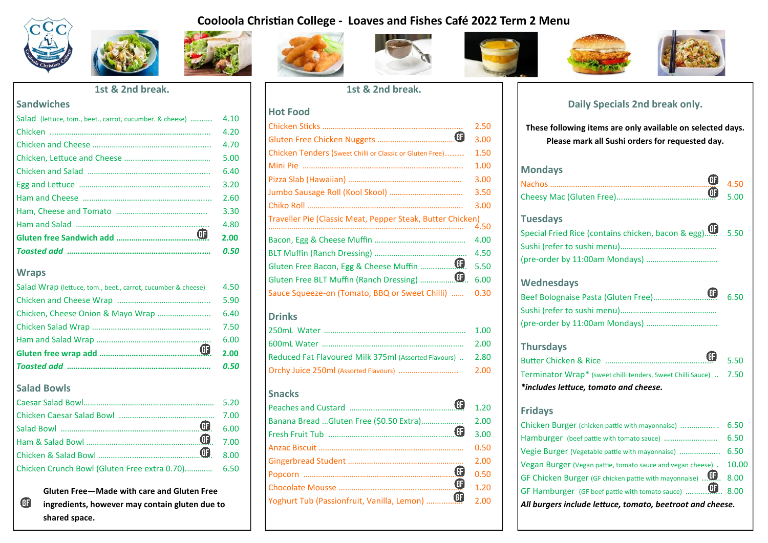# Cooloola Christian College - Loaves and Fishes Café 2022 Term 2 Menu

## 1st & 2nd break.

### Sandwiches

| Item | Price |
|---|---|
| Salad (lettuce, tom., beet., carrot, cucumber. & cheese) | 4.10 |
| Chicken | 4.20 |
| Chicken and Cheese | 4.70 |
| Chicken, Lettuce and Cheese | 5.00 |
| Chicken and Salad | 6.40 |
| Egg and Lettuce | 3.20 |
| Ham and Cheese | 2.60 |
| Ham, Cheese and Tomato | 3.30 |
| Ham and Salad | 4.80 |
| **Gluten free Sandwich add** (GF) | **2.00** |
| ***Toasted add*** | ***0.50*** |

### Wraps

| Item | Price |
|---|---|
| Salad Wrap (lettuce, tom., beet., carrot, cucumber & cheese) | 4.50 |
| Chicken and Cheese Wrap | 5.90 |
| Chicken, Cheese Onion & Mayo Wrap | 6.40 |
| Chicken Salad Wrap | 7.50 |
| Ham and Salad Wrap | 6.00 |
| **Gluten free wrap add** (GF) | **2.00** |
| ***Toasted add*** | ***0.50*** |

### Salad Bowls

| Item | Price |
|---|---|
| Caesar Salad Bowl | 5.20 |
| Chicken Caesar Salad Bowl | 7.00 |
| Salad Bowl (GF) | 6.00 |
| Ham & Salad Bowl (GF) | 7.00 |
| Chicken & Salad Bowl (GF) | 8.00 |
| Chicken Crunch Bowl (Gluten Free extra 0.70) | 6.50 |

**(GF) Gluten Free—Made with care and Gluten Free ingredients, however may contain gluten due to shared space.**

## 1st & 2nd break.

### Hot Food

| Item | Price |
|---|---|
| Chicken Sticks | 2.50 |
| Gluten Free Chicken Nuggets (GF) | 3.00 |
| Chicken Tenders (Sweet Chilli or Classic or Gluten Free) | 1.50 |
| Mini Pie | 1.00 |
| Pizza Slab (Hawaiian) | 3.00 |
| Jumbo Sausage Roll (Kool Skool) | 3.50 |
| Chiko Roll | 3.00 |
| Traveller Pie (Classic Meat, Pepper Steak, Butter Chicken) | 4.50 |
| Bacon, Egg & Cheese Muffin | 4.00 |
| BLT Muffin (Ranch Dressing) | 4.50 |
| Gluten Free Bacon, Egg & Cheese Muffin (GF) | 5.50 |
| Gluten Free BLT Muffin (Ranch Dressing) (GF) | 6.00 |
| Sauce Squeeze-on (Tomato, BBQ or Sweet Chilli) | 0.30 |

### Drinks

| Item | Price |
|---|---|
| 250mL Water | 1.00 |
| 600mL Water | 2.00 |
| Reduced Fat Flavoured Milk 375ml (Assorted Flavours) | 2.80 |
| Orchy Juice 250ml (Assorted Flavours) | 2.00 |

### Snacks

| Item | Price |
|---|---|
| Peaches and Custard (GF) | 1.20 |
| Banana Bread …Gluten Free ($0.50 Extra) | 2.00 |
| Fresh Fruit Tub (GF) | 3.00 |
| Anzac Biscuit | 0.50 |
| Gingerbread Student | 2.00 |
| Popcorn (GF) | 0.50 |
| Chocolate Mousse (GF) | 1.20 |
| Yoghurt Tub (Passionfruit, Vanilla, Lemon) (GF) | 2.00 |

## Daily Specials 2nd break only.

**These following items are only available on selected days. Please mark all Sushi orders for requested day.**

### Mondays

| Item | Price |
|---|---|
| Nachos (GF) | 4.50 |
| Cheesy Mac (Gluten Free) (GF) | 5.00 |

### Tuesdays

| Item | Price |
|---|---|
| Special Fried Rice (contains chicken, bacon & egg) (GF) | 5.50 |
| Sushi (refer to sushi menu) (pre-order by 11:00am Mondays) | |

### Wednesdays

| Item | Price |
|---|---|
| Beef Bolognaise Pasta (Gluten Free) (GF) | 6.50 |
| Sushi (refer to sushi menu) (pre-order by 11:00am Mondays) | |

### Thursdays

| Item | Price |
|---|---|
| Butter Chicken & Rice (GF) | 5.50 |
| Terminator Wrap* (sweet chilli tenders, Sweet Chilli Sauce) | 7.50 |

****includes lettuce, tomato and cheese.***

### Fridays

| Item | Price |
|---|---|
| Chicken Burger (chicken pattie with mayonnaise) | 6.50 |
| Hamburger (beef pattie with tomato sauce) | 6.50 |
| Vegie Burger (Vegetable pattie with mayonnaise) | 6.50 |
| Vegan Burger (Vegan pattie, tomato sauce and vegan cheese) | 10.00 |
| GF Chicken Burger (GF chicken pattie with mayonnaise) (GF) | 8.00 |
| GF Hamburger (GF beef pattie with tomato sauce) (GF) | 8.00 |

***All burgers include lettuce, tomato, beetroot and cheese.***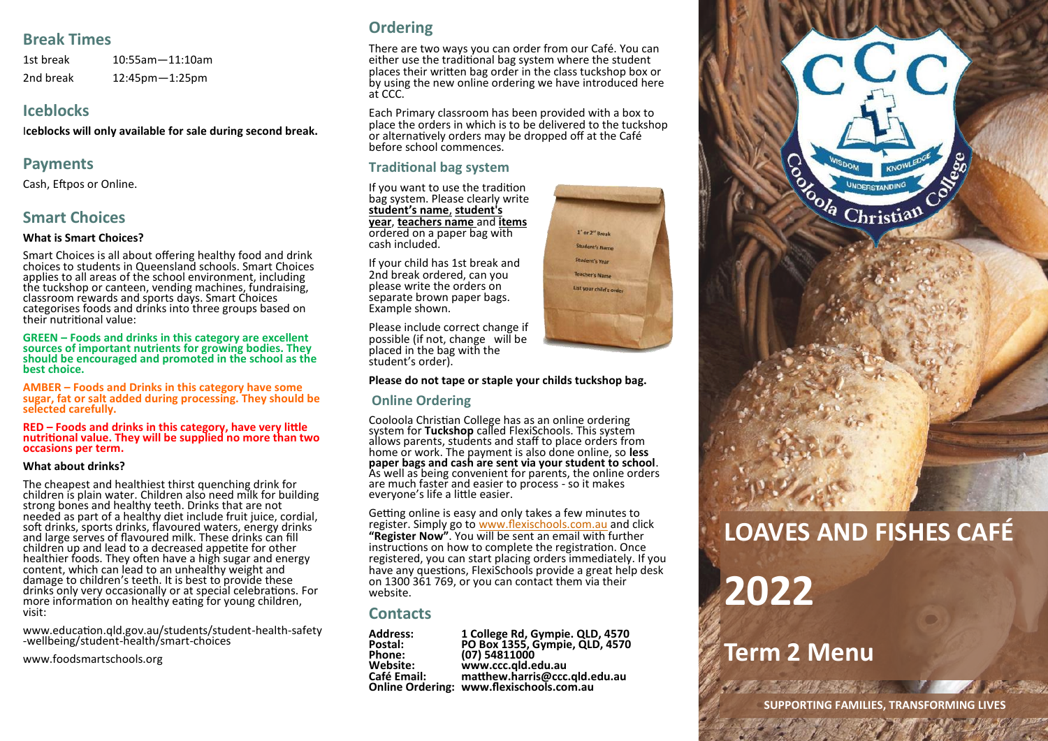## Break Times

| | |
|---|---|
| 1st break | 10:55am—11:10am |
| 2nd break | 12:45pm—1:25pm |

## Iceblocks

**Iceblocks will only available for sale during second break.**

## Payments

Cash, Eftpos or Online.

## Smart Choices

**What is Smart Choices?**

Smart Choices is all about offering healthy food and drink choices to students in Queensland schools. Smart Choices applies to all areas of the school environment, including the tuckshop or canteen, vending machines, fundraising, classroom rewards and sports days. Smart Choices categorises foods and drinks into three groups based on their nutritional value:

**GREEN – Foods and drinks in this category are excellent sources of important nutrients for growing bodies. They should be encouraged and promoted in the school as the best choice.**

**AMBER – Foods and Drinks in this category have some sugar, fat or salt added during processing. They should be selected carefully.**

**RED – Foods and drinks in this category, have very little nutritional value. They will be supplied no more than two occasions per term.**

**What about drinks?**

The cheapest and healthiest thirst quenching drink for children is plain water. Children also need milk for building strong bones and healthy teeth. Drinks that are not needed as part of a healthy diet include fruit juice, cordial, soft drinks, sports drinks, flavoured waters, energy drinks and large serves of flavoured milk. These drinks can fill children up and lead to a decreased appetite for other healthier foods. They often have a high sugar and energy content, which can lead to an unhealthy weight and damage to children's teeth. It is best to provide these drinks only very occasionally or at special celebrations. For more information on healthy eating for young children, visit:

www.education.qld.gov.au/students/student-health-safety-wellbeing/student-health/smart-choices

www.foodsmartschools.org

## Ordering

There are two ways you can order from our Café. You can either use the traditional bag system where the student places their written bag order in the class tuckshop box or by using the new online ordering we have introduced here at CCC.

Each Primary classroom has been provided with a box to place the orders in which is to be delivered to the tuckshop or alternatively orders may be dropped off at the Café before school commences.

### Traditional bag system

If you want to use the tradition bag system. Please clearly write **student's name**, **student's year**, **teachers name** and **items** ordered on a paper bag with cash included.

If your child has 1st break and 2nd break ordered, can you please write the orders on separate brown paper bags. Example shown.

1st or 2nd Break
Student's Name
Student's Year
Teacher's Name
List your child's order

Please include correct change if possible (if not, change will be placed in the bag with the student's order).

**Please do not tape or staple your childs tuckshop bag.**

### Online Ordering

Cooloola Christian College has as an online ordering system for **Tuckshop** called FlexiSchools. This system allows parents, students and staff to place orders from home or work. The payment is also done online, so **less paper bags and cash are sent via your student to school**. As well as being convenient for parents, the online orders are much faster and easier to process - so it makes everyone's life a little easier.

Getting online is easy and only takes a few minutes to register. Simply go to www.flexischools.com.au and click **"Register Now"**. You will be sent an email with further instructions on how to complete the registration. Once registered, you can start placing orders immediately. If you have any questions, FlexiSchools provide a great help desk on 1300 361 769, or you can contact them via their website.

## Contacts

| | |
|---|---|
| **Address:** | **1 College Rd, Gympie. QLD, 4570** |
| **Postal:** | **PO Box 1355, Gympie, QLD, 4570** |
| **Phone:** | **(07) 54811000** |
| **Website:** | **www.ccc.qld.edu.au** |
| **Café Email:** | **matthew.harris@ccc.qld.edu.au** |
| **Online Ordering:** | **www.flexischools.com.au** |

CCC
WISDOM KNOWLEDGE UNDERSTANDING
Cooloola Christian College

# LOAVES AND FISHES CAFÉ

# 2022

## Term 2 Menu

**SUPPORTING FAMILIES, TRANSFORMING LIVES**